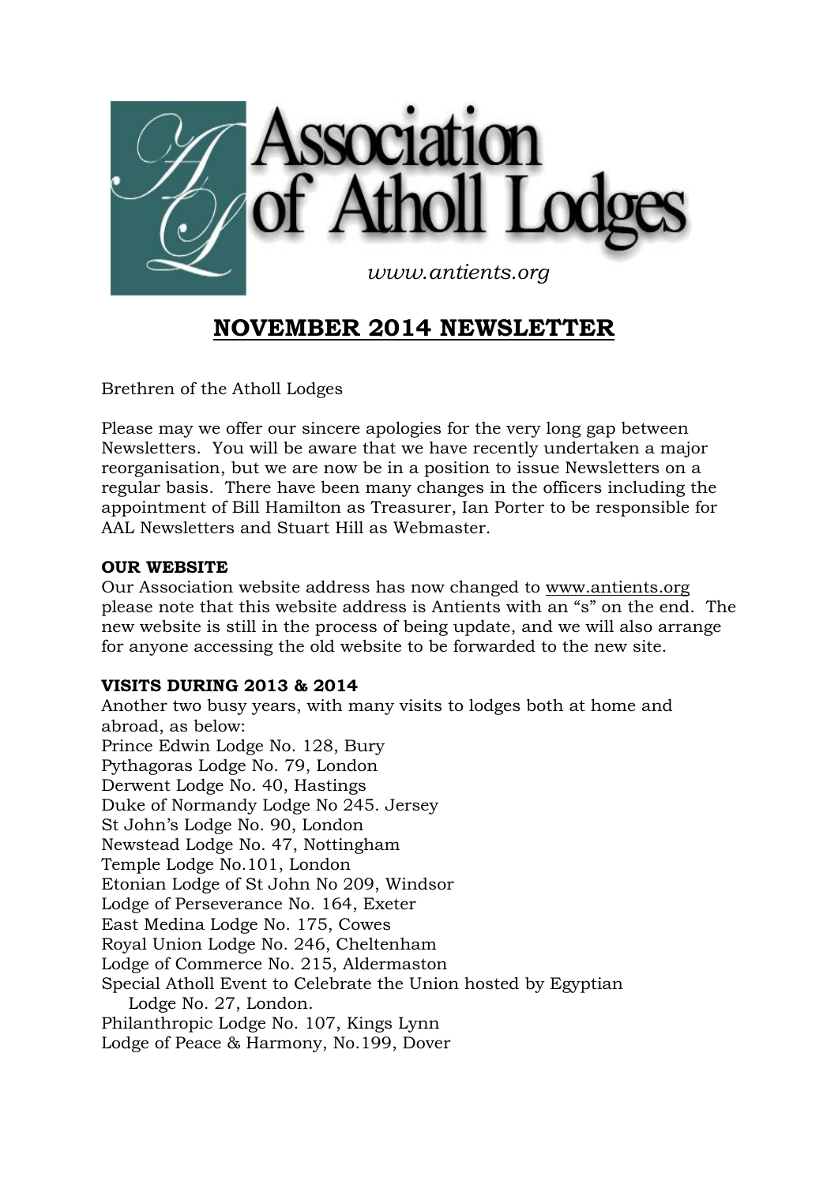# Association of Atholl Lodges

*www.antients.org*

## NOVEMBER 2014 NEWSLETTER

Brethren of the Atholl Lodges

Please may we offer our sincere apologies for the very long gap between Newsletters. You will be aware that we have recently undertaken a major reorganisation, but we are now be in a position to issue Newsletters on a regular basis. There have been many changes in the officers including the appointment of Bill Hamilton as Treasurer, Ian Porter to be responsible for AAL Newsletters and Stuart Hill as Webmaster.

**OUR WEBSITE**

Our Association website address has now changed to www.antients.org please note that this website address is Antients with an “s” on the end. The new website is still in the process of being update, and we will also arrange for anyone accessing the old website to be forwarded to the new site.

**VISITS DURING 2013 & 2014**

Another two busy years, with many visits to lodges both at home and abroad, as below:

Prince Edwin Lodge No. 128, Bury
Pythagoras Lodge No. 79, London
Derwent Lodge No. 40, Hastings
Duke of Normandy Lodge No 245. Jersey
St John’s Lodge No. 90, London
Newstead Lodge No. 47, Nottingham
Temple Lodge No.101, London
Etonian Lodge of St John No 209, Windsor
Lodge of Perseverance No. 164, Exeter
East Medina Lodge No. 175, Cowes
Royal Union Lodge No. 246, Cheltenham
Lodge of Commerce No. 215, Aldermaston
Special Atholl Event to Celebrate the Union hosted by Egyptian Lodge No. 27, London.
Philanthropic Lodge No. 107, Kings Lynn
Lodge of Peace & Harmony, No.199, Dover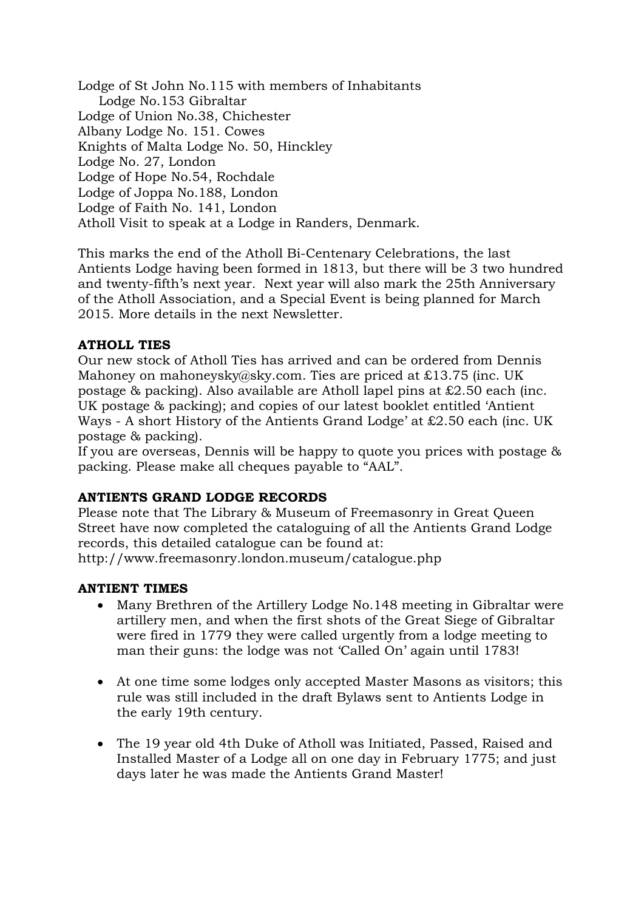Lodge of St John No.115 with members of Inhabitants
  Lodge No.153 Gibraltar
Lodge of Union No.38, Chichester
Albany Lodge No. 151. Cowes
Knights of Malta Lodge No. 50, Hinckley
Lodge No. 27, London
Lodge of Hope No.54, Rochdale
Lodge of Joppa No.188, London
Lodge of Faith No. 141, London
Atholl Visit to speak at a Lodge in Randers, Denmark.

This marks the end of the Atholl Bi-Centenary Celebrations, the last Antients Lodge having been formed in 1813, but there will be 3 two hundred and twenty-fifth's next year. Next year will also mark the 25th Anniversary of the Atholl Association, and a Special Event is being planned for March 2015. More details in the next Newsletter.

**ATHOLL TIES**

Our new stock of Atholl Ties has arrived and can be ordered from Dennis Mahoney on mahoneysky@sky.com. Ties are priced at £13.75 (inc. UK postage & packing). Also available are Atholl lapel pins at £2.50 each (inc. UK postage & packing); and copies of our latest booklet entitled 'Antient Ways - A short History of the Antients Grand Lodge' at £2.50 each (inc. UK postage & packing).
If you are overseas, Dennis will be happy to quote you prices with postage & packing. Please make all cheques payable to "AAL".

**ANTIENTS GRAND LODGE RECORDS**

Please note that The Library & Museum of Freemasonry in Great Queen Street have now completed the cataloguing of all the Antients Grand Lodge records, this detailed catalogue can be found at:
http://www.freemasonry.london.museum/catalogue.php

**ANTIENT TIMES**

- Many Brethren of the Artillery Lodge No.148 meeting in Gibraltar were artillery men, and when the first shots of the Great Siege of Gibraltar were fired in 1779 they were called urgently from a lodge meeting to man their guns: the lodge was not 'Called On' again until 1783!

- At one time some lodges only accepted Master Masons as visitors; this rule was still included in the draft Bylaws sent to Antients Lodge in the early 19th century.

- The 19 year old 4th Duke of Atholl was Initiated, Passed, Raised and Installed Master of a Lodge all on one day in February 1775; and just days later he was made the Antients Grand Master!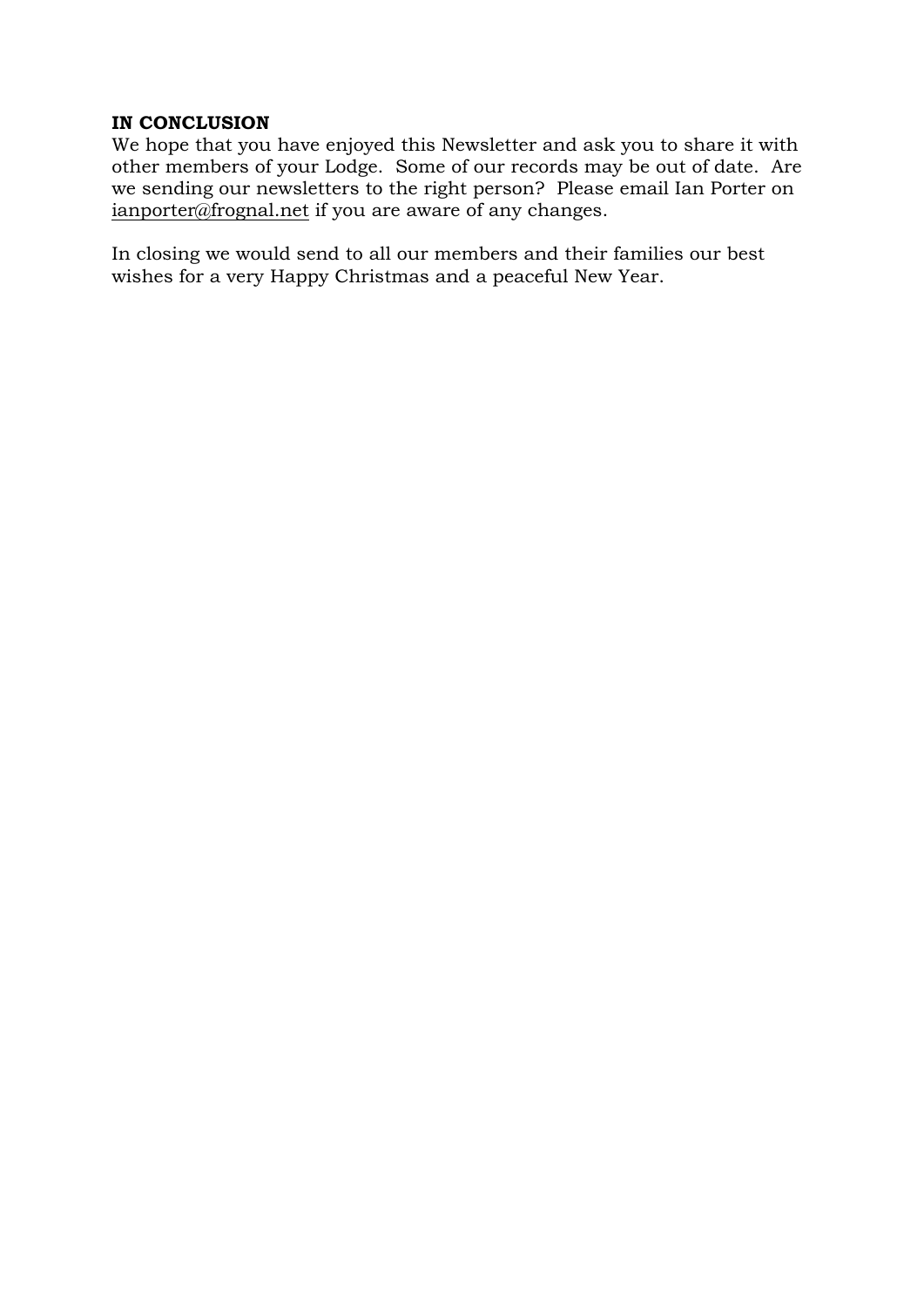**IN CONCLUSION**

We hope that you have enjoyed this Newsletter and ask you to share it with other members of your Lodge. Some of our records may be out of date. Are we sending our newsletters to the right person? Please email Ian Porter on ianporter@frognal.net if you are aware of any changes.

In closing we would send to all our members and their families our best wishes for a very Happy Christmas and a peaceful New Year.